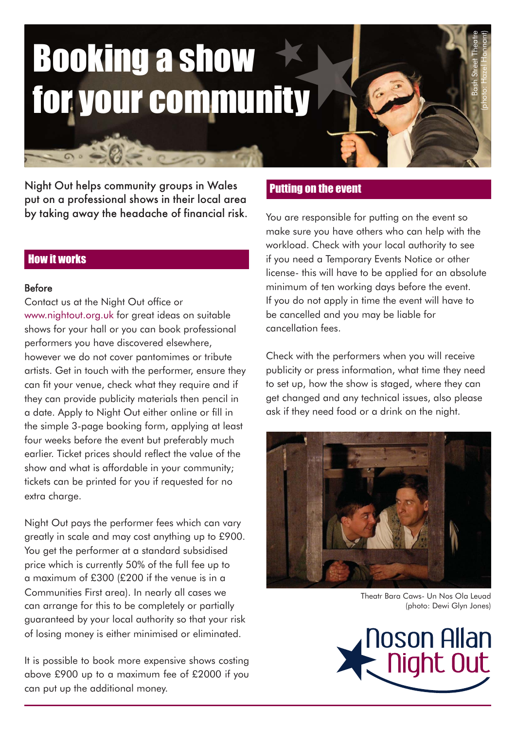# Booking a show for your community

Bash Street Theatre (photo: Hazel Hannant)

Night Out helps community groups in Wales put on a professional shows in their local area by taking away the headache of financial risk.

## How it works

**Before**

Contact us at the Night Out office or www.nightout.org.uk for great ideas on suitable shows for your hall or you can book professional performers you have discovered elsewhere, however we do not cover pantomimes or tribute artists. Get in touch with the performer, ensure they can fit your venue, check what they require and if they can provide publicity materials then pencil in a date. Apply to Night Out either online or fill in the simple 3-page booking form, applying at least four weeks before the event but preferably much earlier. Ticket prices should reflect the value of the show and what is affordable in your community; tickets can be printed for you if requested for no extra charge.

Night Out pays the performer fees which can vary greatly in scale and may cost anything up to £900. You get the performer at a standard subsidised price which is currently 50% of the full fee up to a maximum of £300 (£200 if the venue is in a Communities First area). In nearly all cases we can arrange for this to be completely or partially guaranteed by your local authority so that your risk of losing money is either minimised or eliminated.

It is possible to book more expensive shows costing above £900 up to a maximum fee of £2000 if you can put up the additional money.

## Putting on the event

You are responsible for putting on the event so make sure you have others who can help with the workload. Check with your local authority to see if you need a Temporary Events Notice or other license- this will have to be applied for an absolute minimum of ten working days before the event. If you do not apply in time the event will have to be cancelled and you may be liable for cancellation fees.

Check with the performers when you will receive publicity or press information, what time they need to set up, how the show is staged, where they can get changed and any technical issues, also please ask if they need food or a drink on the night.

Theatr Bara Caws- Un Nos Ola Leuad (photo: Dewi Glyn Jones)

Noson Allan Night Out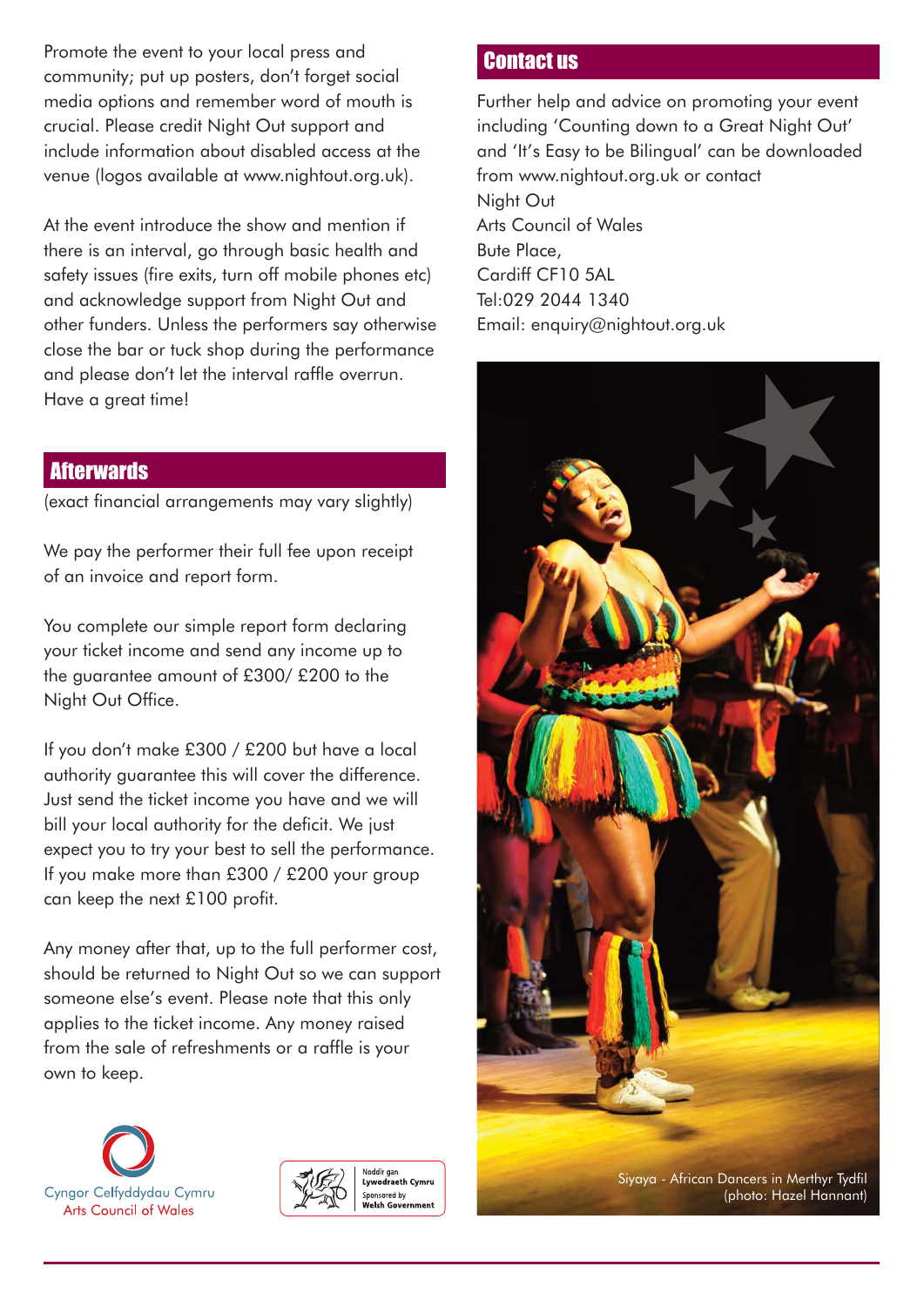Promote the event to your local press and community; put up posters, don't forget social media options and remember word of mouth is crucial. Please credit Night Out support and include information about disabled access at the venue (logos available at www.nightout.org.uk).

At the event introduce the show and mention if there is an interval, go through basic health and safety issues (fire exits, turn off mobile phones etc) and acknowledge support from Night Out and other funders. Unless the performers say otherwise close the bar or tuck shop during the performance and please don't let the interval raffle overrun. Have a great time!

## Afterwards

(exact financial arrangements may vary slightly)

We pay the performer their full fee upon receipt of an invoice and report form.

You complete our simple report form declaring your ticket income and send any income up to the guarantee amount of £300/ £200 to the Night Out Office.

If you don't make £300 / £200 but have a local authority guarantee this will cover the difference. Just send the ticket income you have and we will bill your local authority for the deficit. We just expect you to try your best to sell the performance. If you make more than £300 / £200 your group can keep the next £100 profit.

Any money after that, up to the full performer cost, should be returned to Night Out so we can support someone else's event. Please note that this only applies to the ticket income. Any money raised from the sale of refreshments or a raffle is your own to keep.

Cyngor Celfyddydau Cymru
Arts Council of Wales

Noddir gan
Lywodraeth Cymru
Sponsored by
Welsh Government

## Contact us

Further help and advice on promoting your event including 'Counting down to a Great Night Out' and 'It's Easy to be Bilingual' can be downloaded from www.nightout.org.uk or contact
Night Out
Arts Council of Wales
Bute Place,
Cardiff CF10 5AL
Tel:029 2044 1340
Email: enquiry@nightout.org.uk

Siyaya - African Dancers in Merthyr Tydfil
(photo: Hazel Hannant)